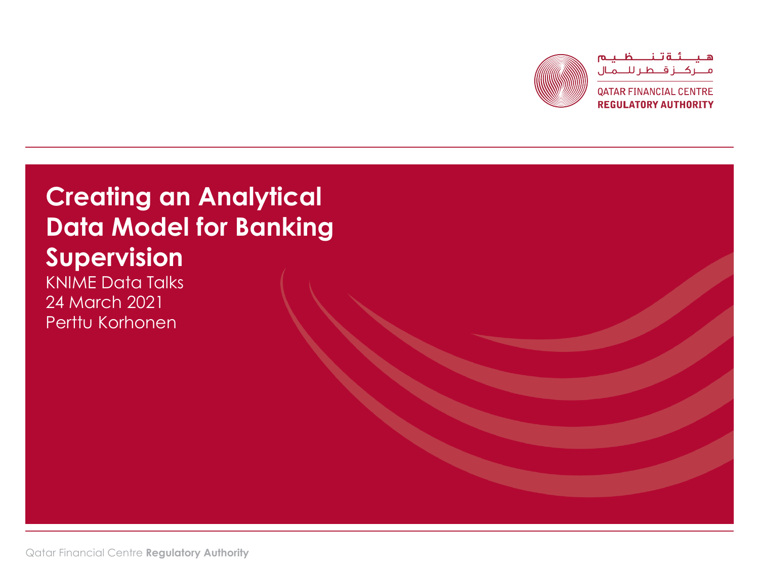هيئة تنظيم مركز قطر للمال

QATAR FINANCIAL CENTRE
**REGULATORY AUTHORITY**

# Creating an Analytical Data Model for Banking Supervision

KNIME Data Talks
24 March 2021
Perttu Korhonen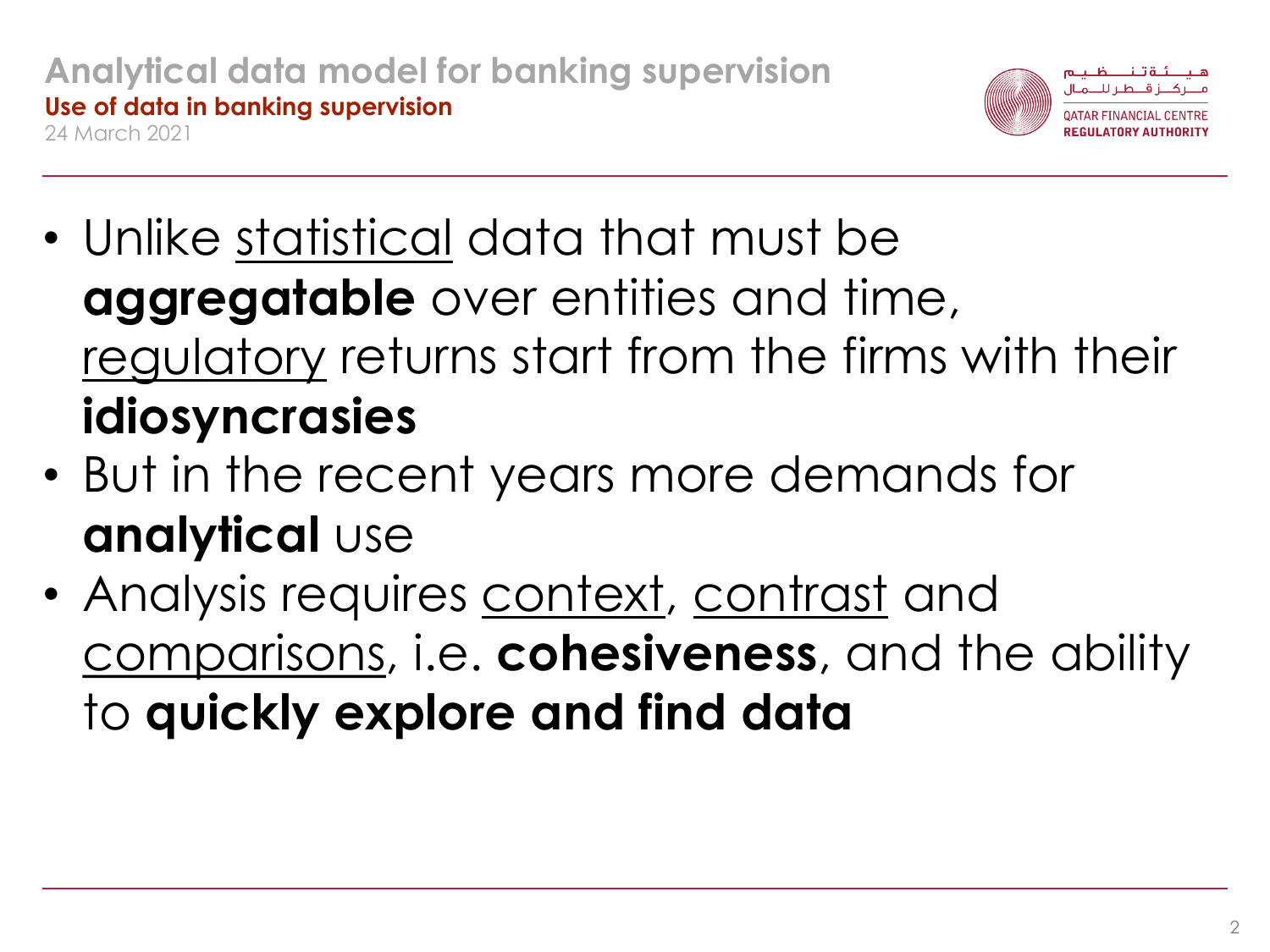- Unlike statistical data that must be **aggregatable** over entities and time, regulatory returns start from the firms with their **idiosyncrasies**
- But in the recent years more demands for **analytical** use
- Analysis requires context, contrast and comparisons, i.e. **cohesiveness**, and the ability to **quickly explore and find data**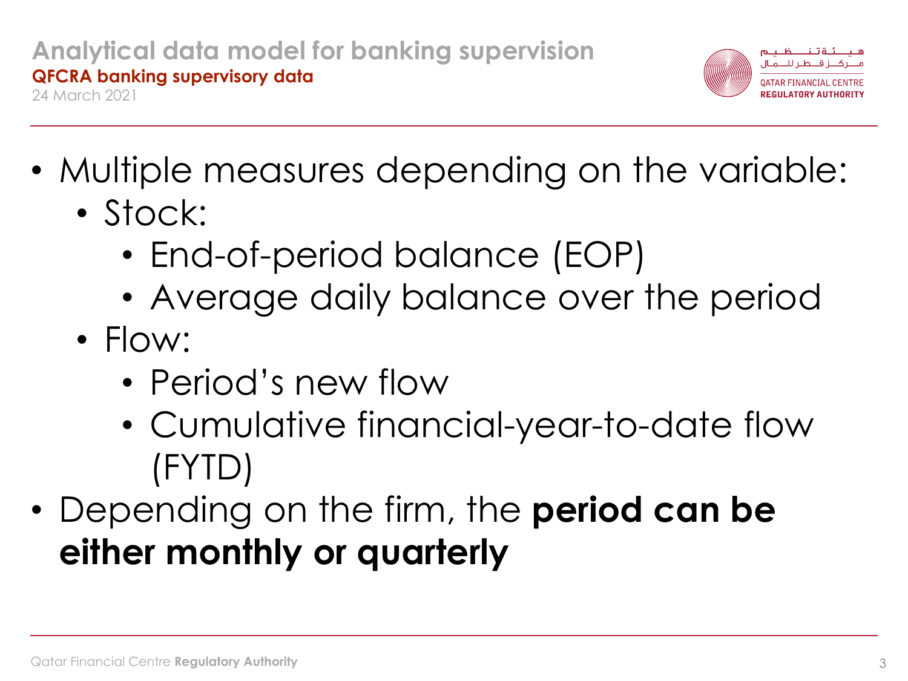- Multiple measures depending on the variable:
  - Stock:
    - End-of-period balance (EOP)
    - Average daily balance over the period
  - Flow:
    - Period’s new flow
    - Cumulative financial-year-to-date flow (FYTD)
- Depending on the firm, the **period can be either monthly or quarterly**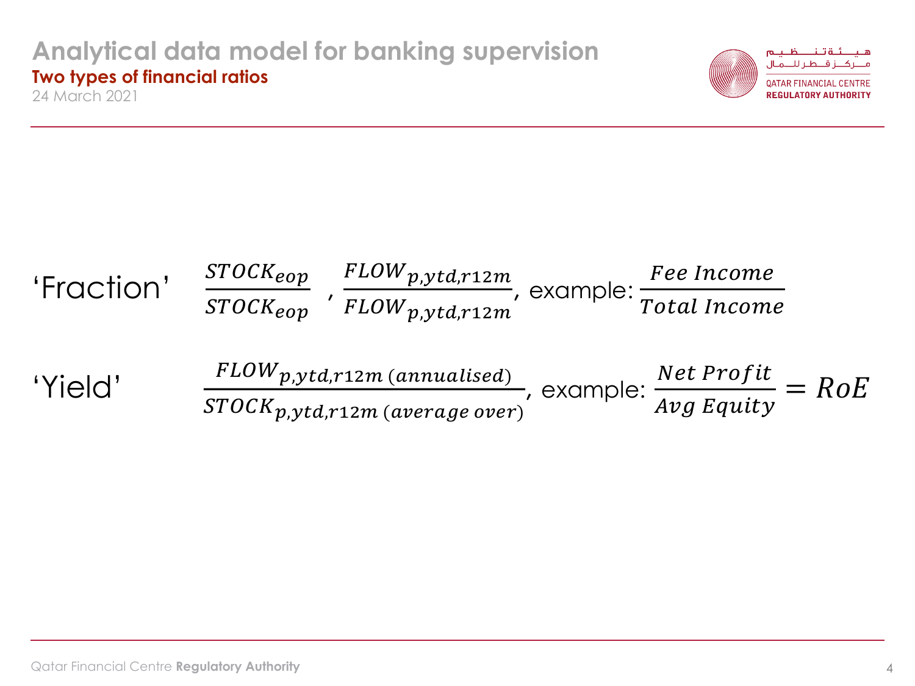# Analytical data model for banking supervision

## Two types of financial ratios

24 March 2021

'Fraction' $\frac{STOCK_{eop}}{STOCK_{eop}}$ , $\frac{FLOW_{p,ytd,r12m}}{FLOW_{p,ytd,r12m}}$, example: $\frac{Fee\ Income}{Total\ Income}$

'Yield' $\frac{FLOW_{p,ytd,r12m\ (annualised)}}{STOCK_{p,ytd,r12m\ (average\ over)}}$, example: $\frac{Net\ Profit}{Avg\ Equity} = RoE$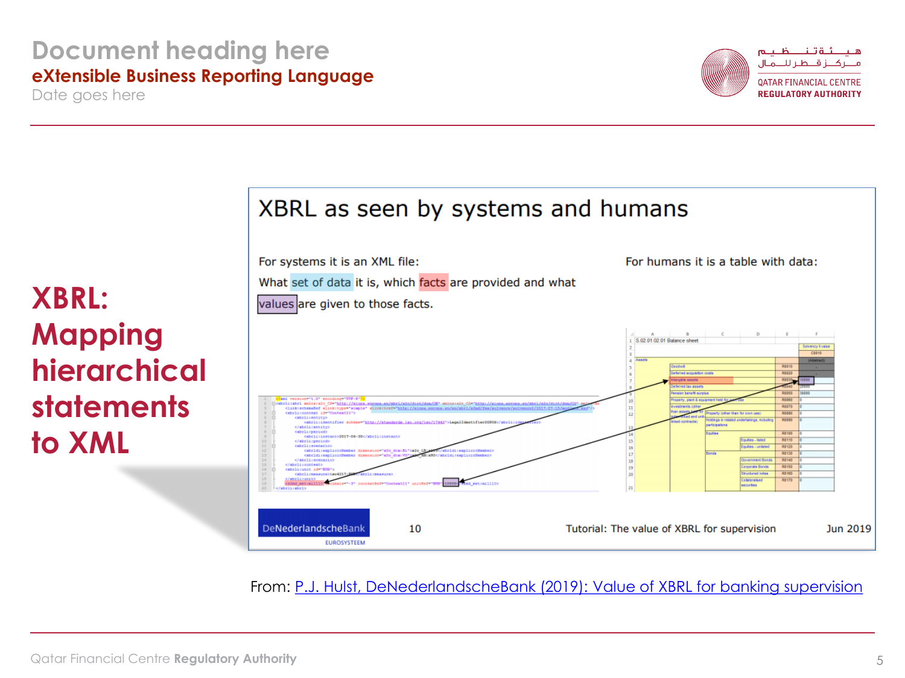# XBRL: Mapping hierarchical statements to XML

## XBRL as seen by systems and humans

For systems it is an XML file:

What set of data it is, which facts are provided and what values are given to those facts.

For humans it is a table with data:

DeNederlandscheBank EUROSYSTEEM    10    Tutorial: The value of XBRL for supervision    Jun 2019

From: [P.J. Hulst, DeNederlandscheBank (2019): Value of XBRL for banking supervision]()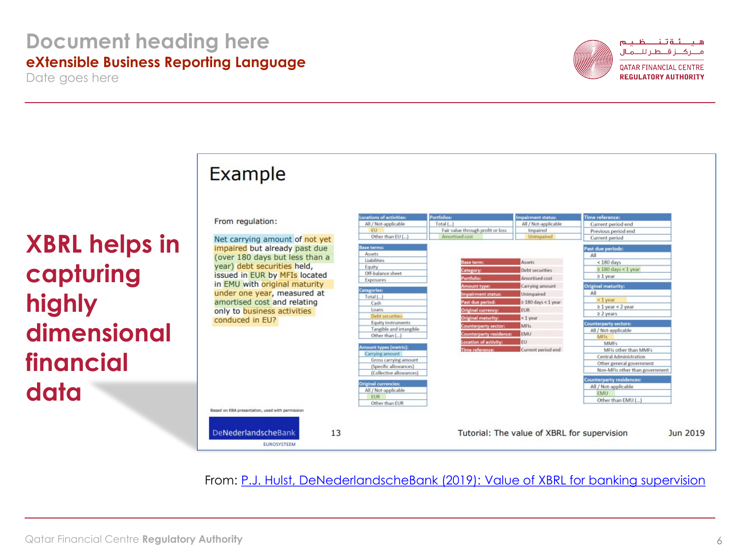# Document heading here

## eXtensible Business Reporting Language

Date goes here

# XBRL helps in capturing highly dimensional financial data

### Example

From regulation:

Net carrying amount of not yet impaired but already past due (over 180 days but less than a year) debt securities held, issued in EUR by MFIs located in EMU with original maturity under one year, measured at amortised cost and relating only to business activities conduced in EU?

| Locations of activities: |
|---|
| All / Not-applicable |
| EU |
| Other than EU (...) |

| Portfolios: |
|---|
| Total (...) |
| Fair value through profit or loss |
| Amortised cost |

| Impairment status: |
|---|
| All / Not-applicable |
| Impaired |
| Unimpaired |

| Time reference: |
|---|
| Current period end |
| Previous period end |
| Current period |

| Base terms: |
|---|
| Assets |
| Liabilities |
| Equity |
| Off-balance sheet |
| Exposures |

| Categories: |
|---|
| Total (...) |
| Cash |
| Loans |
| Debt securities |
| Equity instruments |
| Tangible and intangible |
| Other than (...) |

| Amount types (metric): |
|---|
| Carrying amount |
| Gross carrying amount |
| (Specific allowances) |
| (Collective allowances) |

| Original currencies: |
|---|
| All / Not-applicable |
| EUR |
| Other than EUR |

| Base term: | Assets |
|---|---|
| Category: | Debt securities |
| Portfolio: | Amortised cost |
| Amount type: | Carrying amount |
| Impairment status: | Unimpaired |
| Past due period: | ≥ 180 days < 1 year |
| Original currency: | EUR |
| Original maturity: | < 1 year |
| Counterparty sector: | MFIs |
| Counterparty residence: | EMU |
| Location of activity: | EU |
| Time reference: | Current period end |

| Past due periods: |
|---|
| All |
| < 180 days |
| ≥ 180 days < 1 year |
| ≥ 1 year |

| Original maturity: |
|---|
| All |
| < 1 year |
| ≥ 1 year < 2 year |
| ≥ 2 years |

| Counterparty sectors: |
|---|
| All / Not-applicable |
| MFIs |
| MMFs |
| MFIs other than MMFs |
| Central Administration |
| Other general government |
| Non-MFIs other than government |

| Counterparty residences: |
|---|
| All / Not-applicable |
| EMU |
| Other than EMU (...) |

Based on EBA presentation, used with permission

DeNederlandscheBank EUROSYSTEEM 13 Tutorial: The value of XBRL for supervision Jun 2019

From: P.J. Hulst, DeNederlandscheBank (2019): Value of XBRL for banking supervision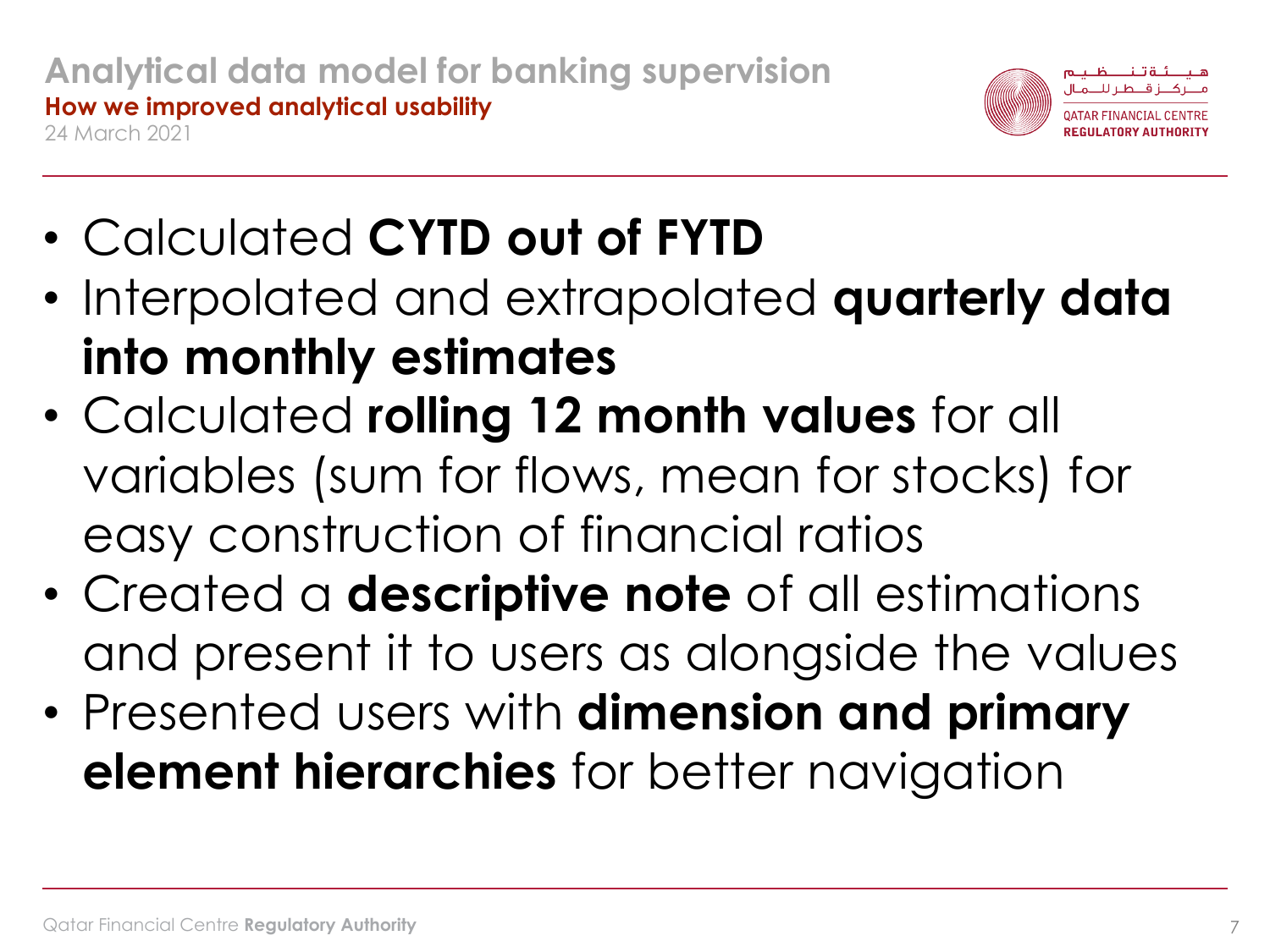# Analytical data model for banking supervision

## How we improved analytical usability

24 March 2021

- Calculated **CYTD out of FYTD**
- Interpolated and extrapolated **quarterly data into monthly estimates**
- Calculated **rolling 12 month values** for all variables (sum for flows, mean for stocks) for easy construction of financial ratios
- Created a **descriptive note** of all estimations and present it to users as alongside the values
- Presented users with **dimension and primary element hierarchies** for better navigation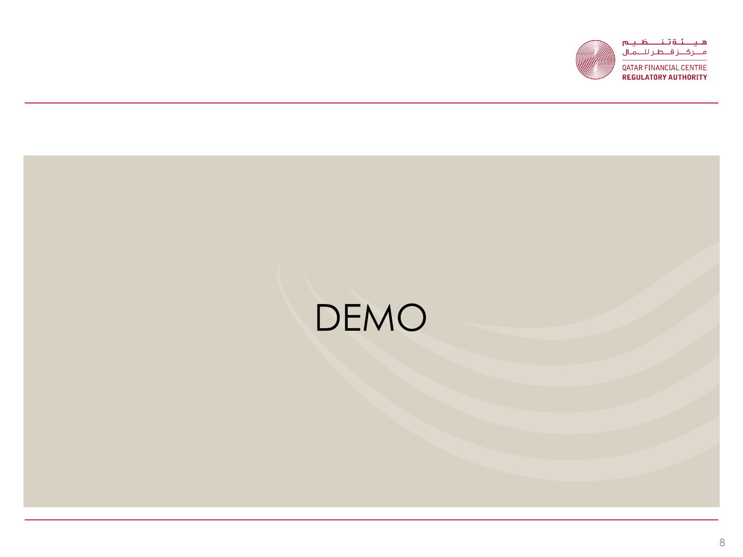# DEMO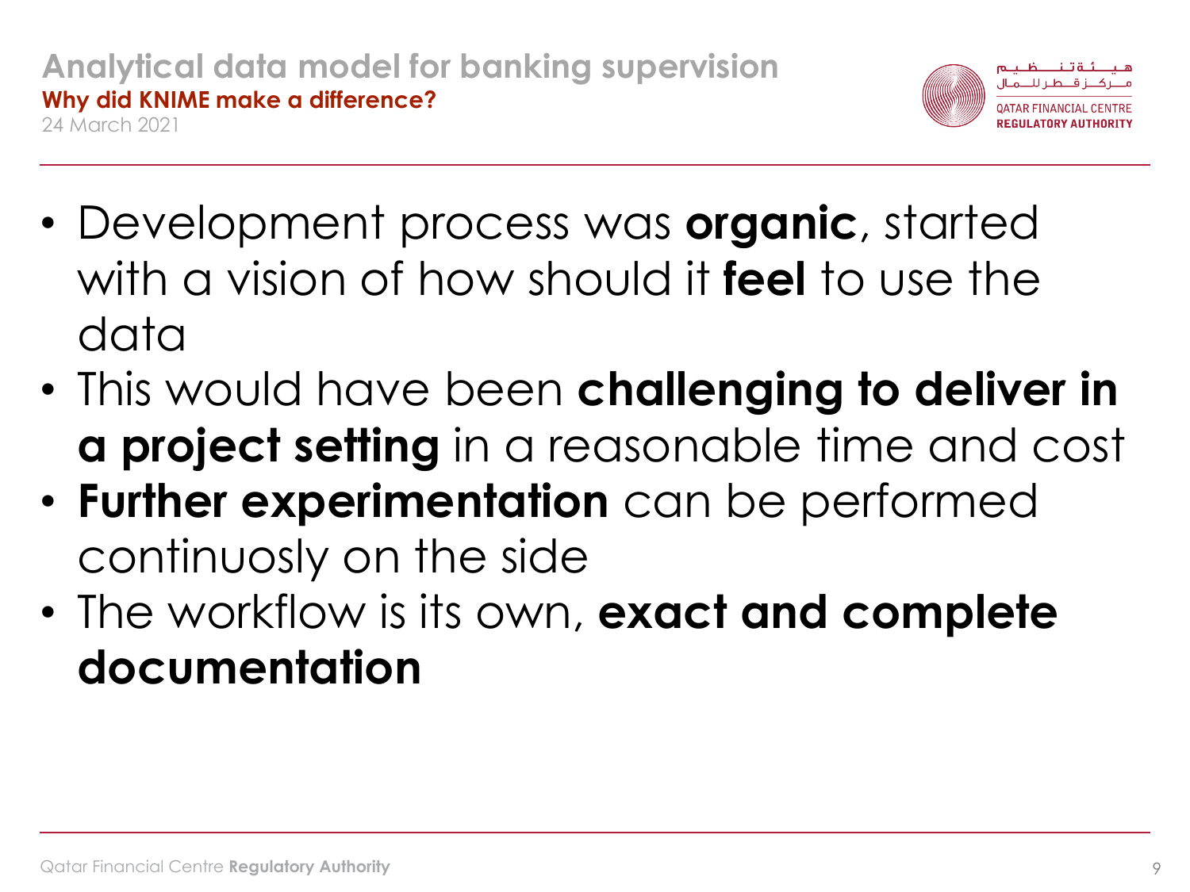# Analytical data model for banking supervision

## Why did KNIME make a difference?

24 March 2021

- Development process was **organic**, started with a vision of how should it **feel** to use the data
- This would have been **challenging to deliver in a project setting** in a reasonable time and cost
- **Further experimentation** can be performed continuosly on the side
- The workflow is its own, **exact and complete documentation**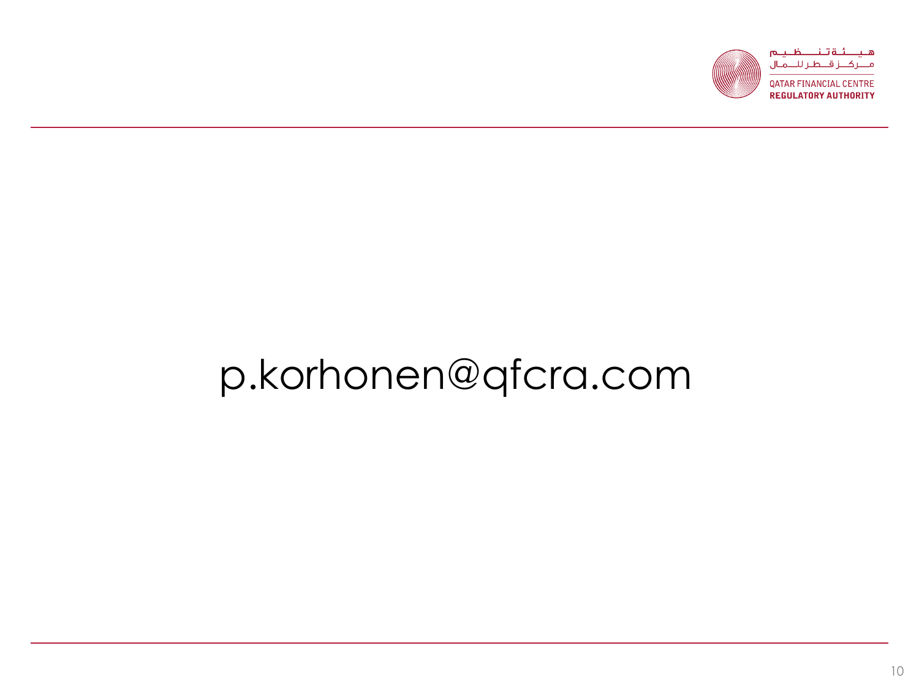p.korhonen@qfcra.com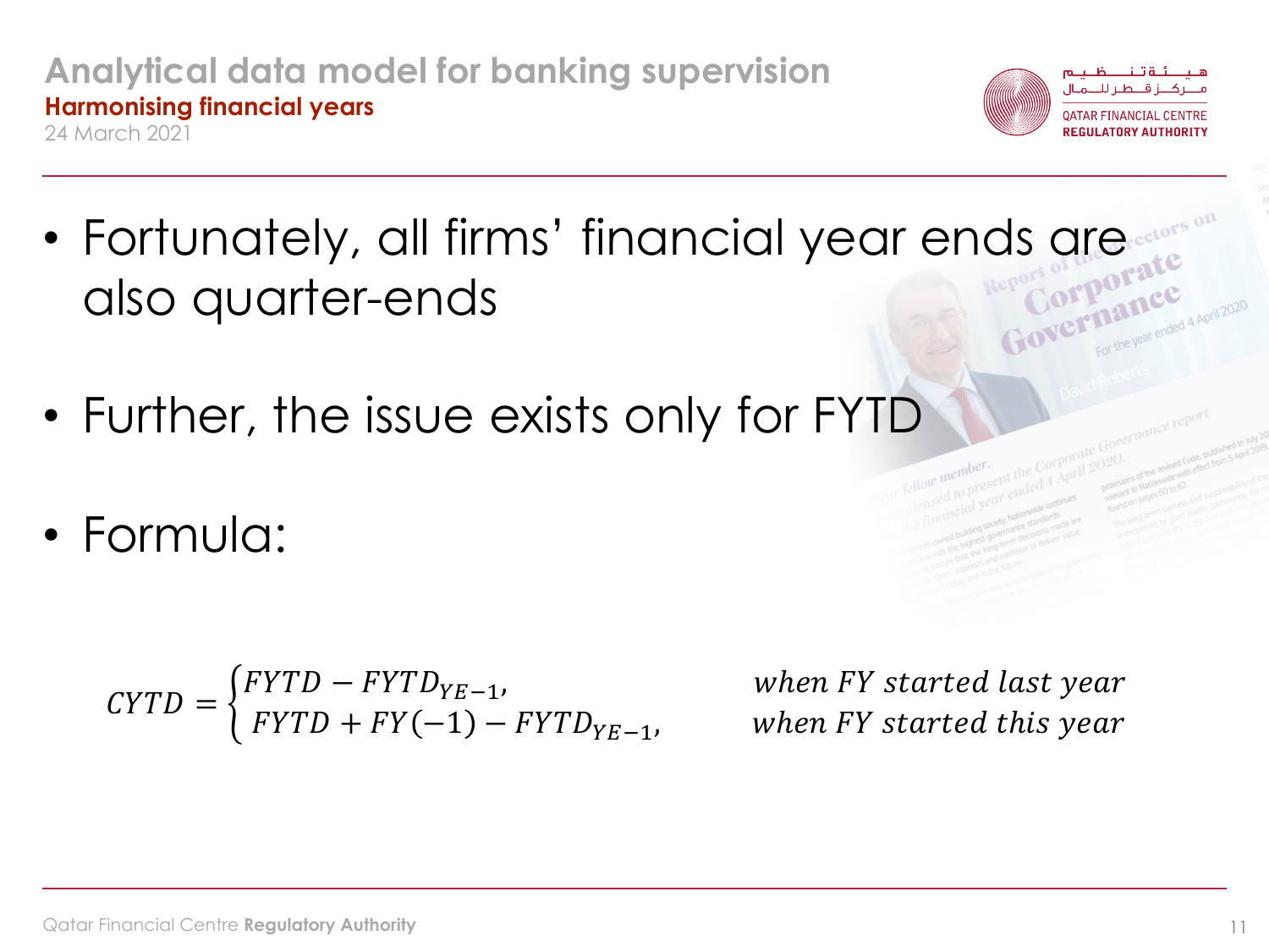# Analytical data model for banking supervision

## Harmonising financial years

24 March 2021

- Fortunately, all firms' financial year ends are also quarter-ends
- Further, the issue exists only for FYTD
- Formula:

$$CYTD = \begin{cases} FYTD - FYTD_{YE-1}, & when\ FY\ started\ last\ year \\ FYTD + FY(-1) - FYTD_{YE-1}, & when\ FY\ started\ this\ year \end{cases}$$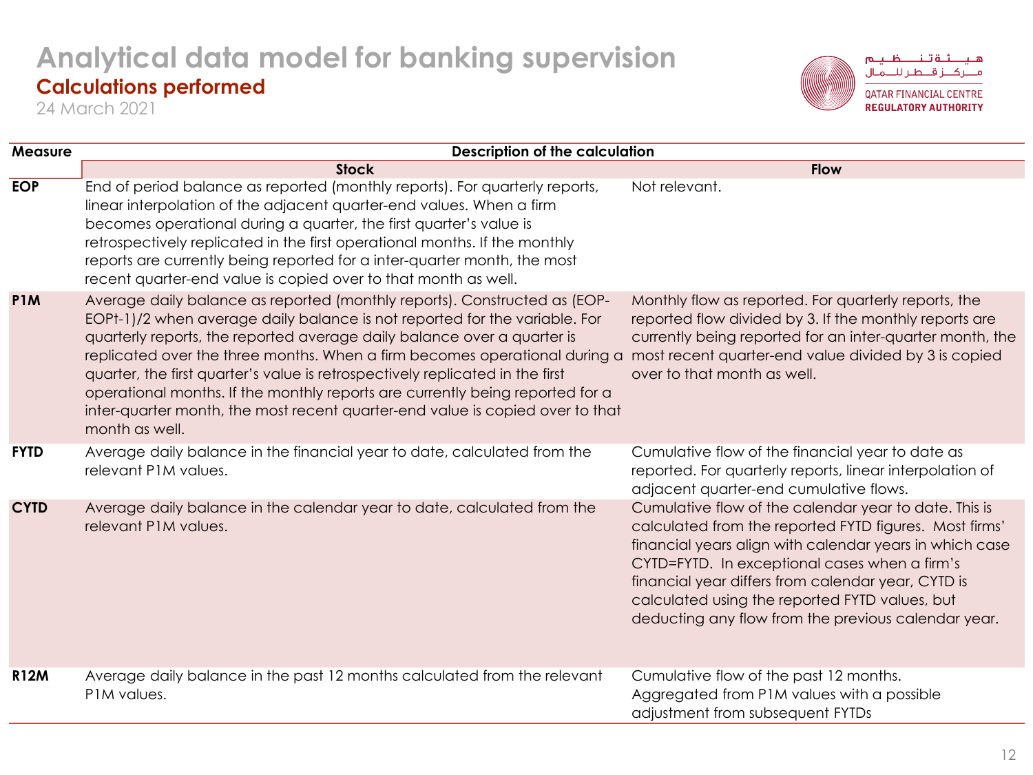# Analytical data model for banking supervision

## Calculations performed

24 March 2021

هيئة تنظيم مركز قطر للمال

QATAR FINANCIAL CENTRE REGULATORY AUTHORITY

| Measure | Description of the calculation | |
|---|---|---|
| | **Stock** | **Flow** |
| **EOP** | End of period balance as reported (monthly reports). For quarterly reports, linear interpolation of the adjacent quarter-end values. When a firm becomes operational during a quarter, the first quarter's value is retrospectively replicated in the first operational months. If the monthly reports are currently being reported for a inter-quarter month, the most recent quarter-end value is copied over to that month as well. | Not relevant. |
| **P1M** | Average daily balance as reported (monthly reports). Constructed as (EOP-EOPt-1)/2 when average daily balance is not reported for the variable. For quarterly reports, the reported average daily balance over a quarter is replicated over the three months. When a firm becomes operational during a quarter, the first quarter's value is retrospectively replicated in the first operational months. If the monthly reports are currently being reported for a inter-quarter month, the most recent quarter-end value is copied over to that month as well. | Monthly flow as reported. For quarterly reports, the reported flow divided by 3. If the monthly reports are currently being reported for an inter-quarter month, the most recent quarter-end value divided by 3 is copied over to that month as well. |
| **FYTD** | Average daily balance in the financial year to date, calculated from the relevant P1M values. | Cumulative flow of the financial year to date as reported. For quarterly reports, linear interpolation of adjacent quarter-end cumulative flows. |
| **CYTD** | Average daily balance in the calendar year to date, calculated from the relevant P1M values. | Cumulative flow of the calendar year to date. This is calculated from the reported FYTD figures. Most firms' financial years align with calendar years in which case CYTD=FYTD. In exceptional cases when a firm's financial year differs from calendar year, CYTD is calculated using the reported FYTD values, but deducting any flow from the previous calendar year. |
| **R12M** | Average daily balance in the past 12 months calculated from the relevant P1M values. | Cumulative flow of the past 12 months. Aggregated from P1M values with a possible adjustment from subsequent FYTDs |